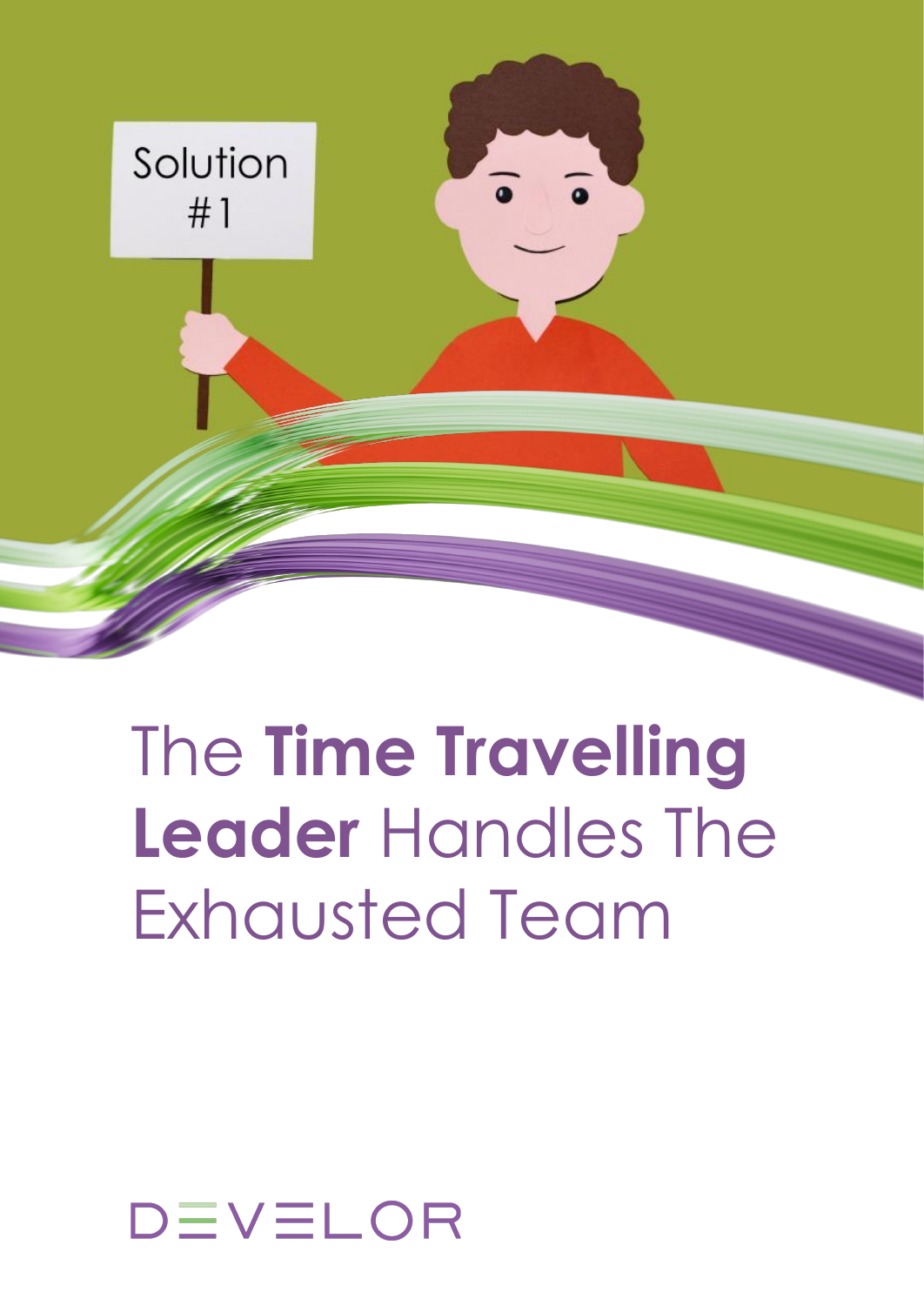Solution #1

# The **Time Travelling Leader** Handles The Exhausted Team

DEVELOR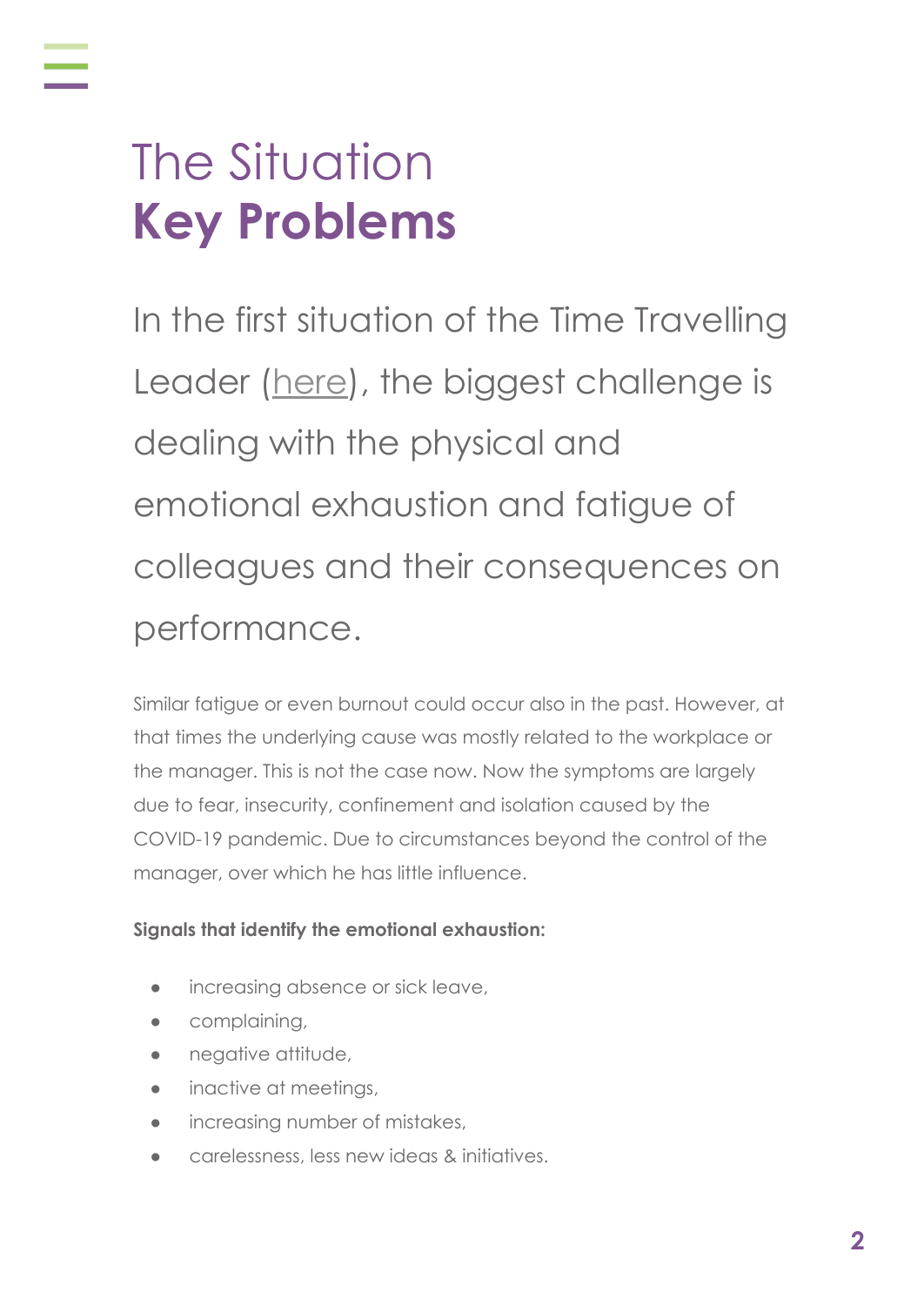# The Situation
# **Key Problems**

In the first situation of the Time Travelling Leader (here), the biggest challenge is dealing with the physical and emotional exhaustion and fatigue of colleagues and their consequences on performance.

Similar fatigue or even burnout could occur also in the past. However, at that times the underlying cause was mostly related to the workplace or the manager. This is not the case now. Now the symptoms are largely due to fear, insecurity, confinement and isolation caused by the COVID-19 pandemic. Due to circumstances beyond the control of the manager, over which he has little influence.

**Signals that identify the emotional exhaustion:**

- increasing absence or sick leave,
- complaining,
- negative attitude,
- inactive at meetings,
- increasing number of mistakes,
- carelessness, less new ideas & initiatives.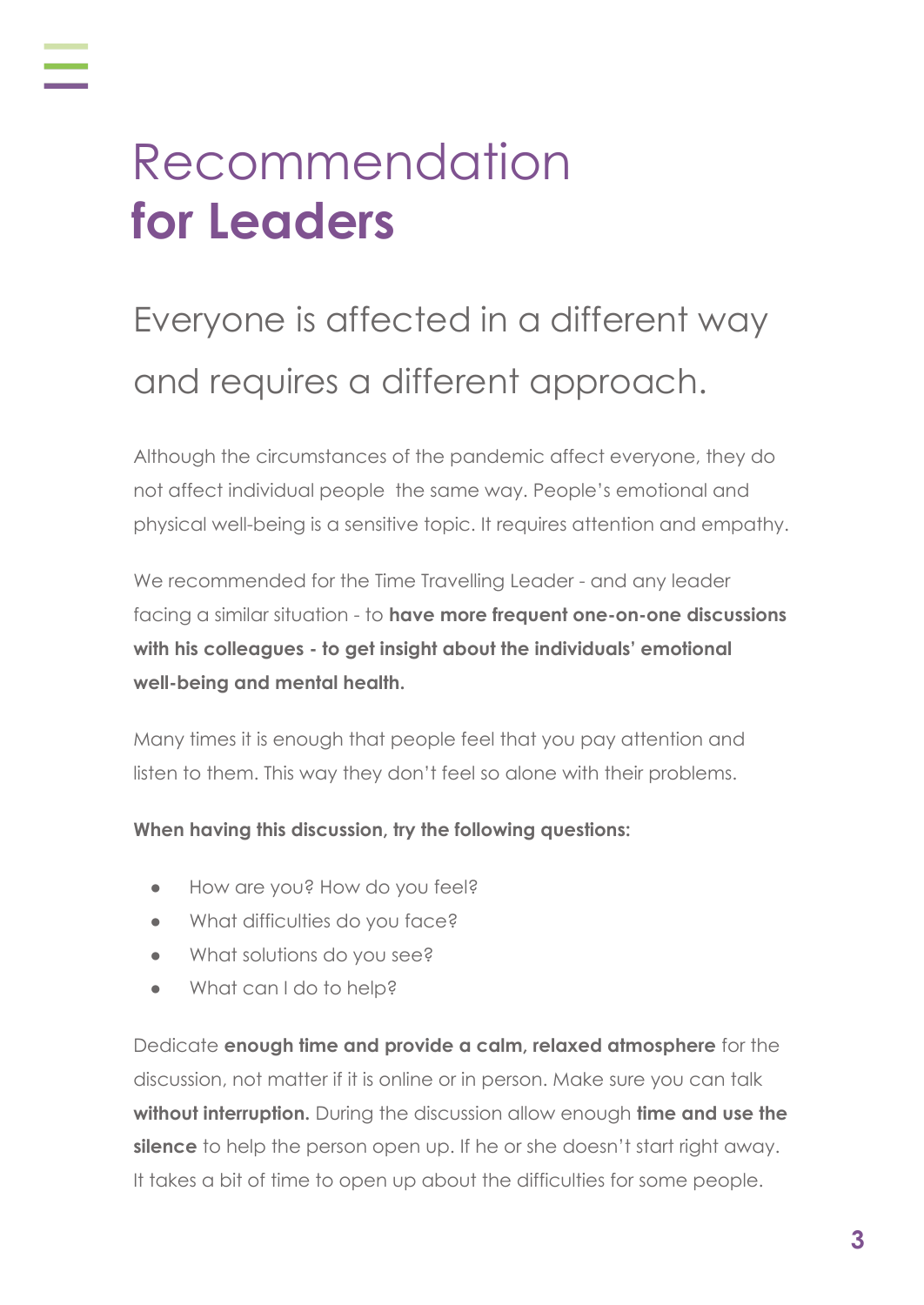# Recommendation **for Leaders**

## Everyone is affected in a different way and requires a different approach.

Although the circumstances of the pandemic affect everyone, they do not affect individual people  the same way. People's emotional and physical well-being is a sensitive topic. It requires attention and empathy.

We recommended for the Time Travelling Leader - and any leader facing a similar situation - to **have more frequent one-on-one discussions with his colleagues - to get insight about the individuals' emotional well-being and mental health.**

Many times it is enough that people feel that you pay attention and listen to them. This way they don't feel so alone with their problems.

**When having this discussion, try the following questions:**

- How are you? How do you feel?
- What difficulties do you face?
- What solutions do you see?
- What can I do to help?

Dedicate **enough time and provide a calm, relaxed atmosphere** for the discussion, not matter if it is online or in person. Make sure you can talk **without interruption.** During the discussion allow enough **time and use the silence** to help the person open up. If he or she doesn't start right away. It takes a bit of time to open up about the difficulties for some people.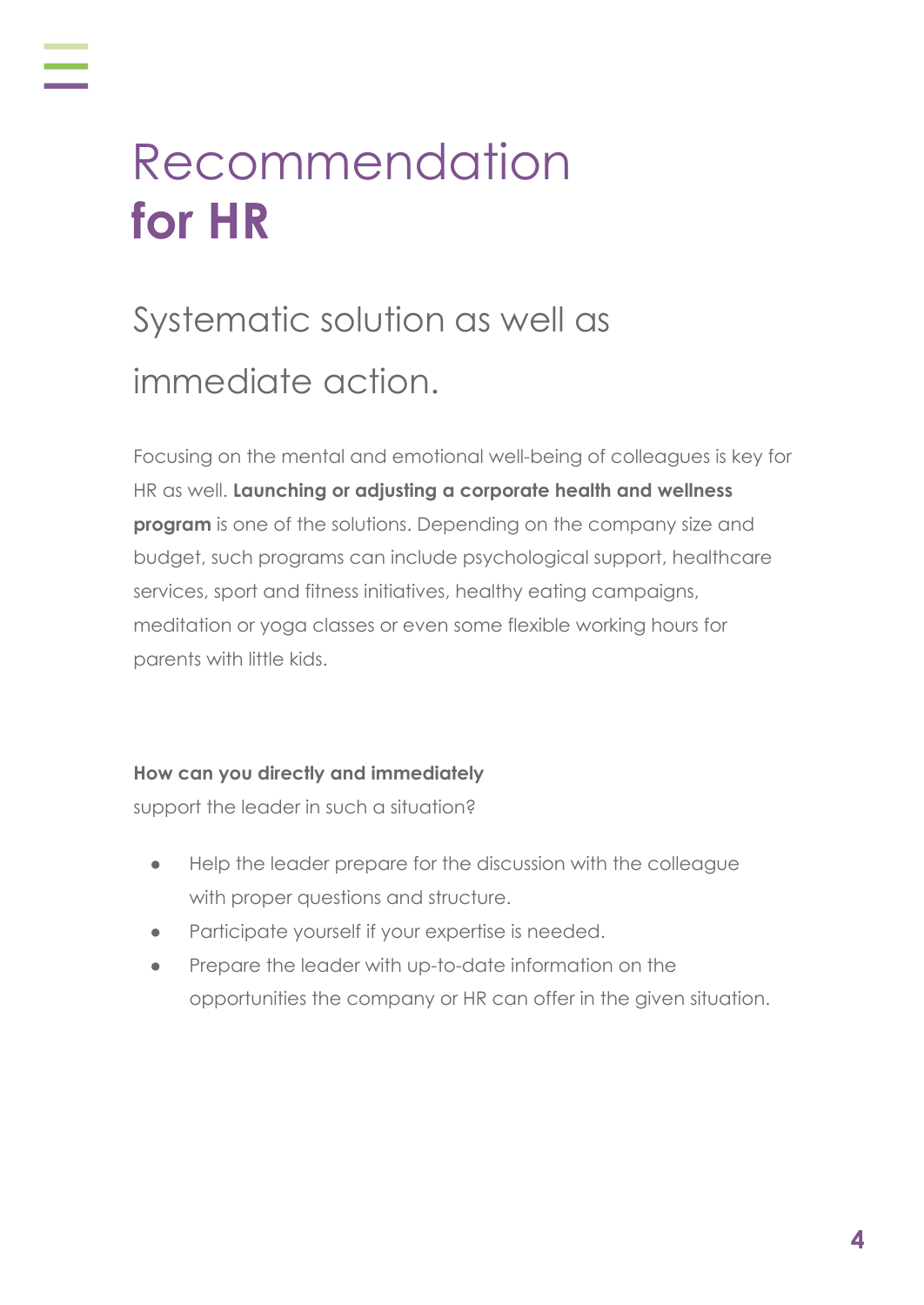# Recommendation **for HR**

## Systematic solution as well as immediate action.

Focusing on the mental and emotional well-being of colleagues is key for HR as well. **Launching or adjusting a corporate health and wellness program** is one of the solutions. Depending on the company size and budget, such programs can include psychological support, healthcare services, sport and fitness initiatives, healthy eating campaigns, meditation or yoga classes or even some flexible working hours for parents with little kids.

**How can you directly and immediately** support the leader in such a situation?

- Help the leader prepare for the discussion with the colleague with proper questions and structure.
- Participate yourself if your expertise is needed.
- Prepare the leader with up-to-date information on the opportunities the company or HR can offer in the given situation.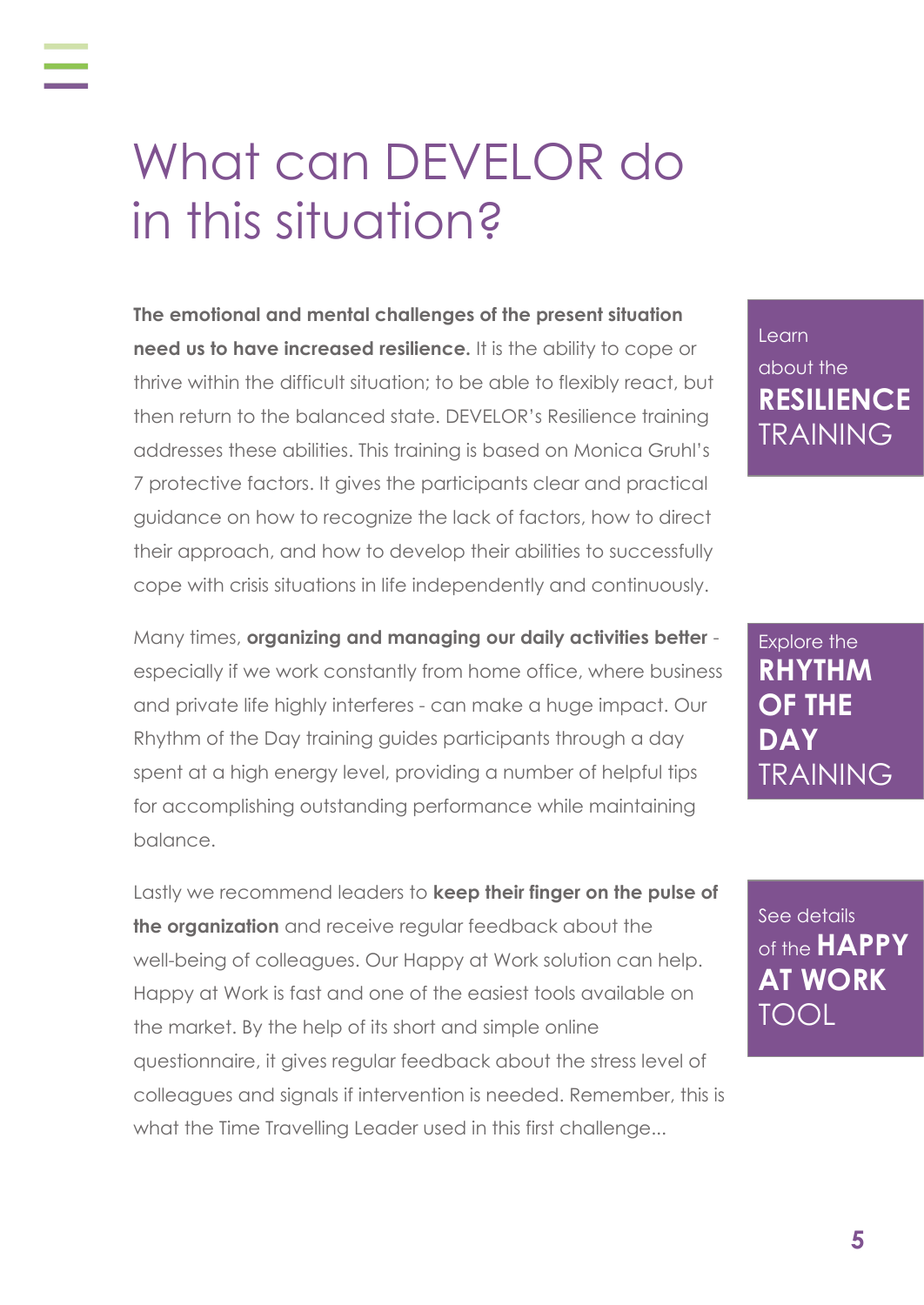# What can DEVELOR do in this situation?

**The emotional and mental challenges of the present situation need us to have increased resilience.** It is the ability to cope or thrive within the difficult situation; to be able to flexibly react, but then return to the balanced state. DEVELOR's Resilience training addresses these abilities. This training is based on Monica Gruhl's 7 protective factors. It gives the participants clear and practical guidance on how to recognize the lack of factors, how to direct their approach, and how to develop their abilities to successfully cope with crisis situations in life independently and continuously.

Learn about the **RESILIENCE** TRAINING

Many times, **organizing and managing our daily activities better** - especially if we work constantly from home office, where business and private life highly interferes - can make a huge impact. Our Rhythm of the Day training guides participants through a day spent at a high energy level, providing a number of helpful tips for accomplishing outstanding performance while maintaining balance.

Explore the **RHYTHM OF THE DAY** TRAINING

Lastly we recommend leaders to **keep their finger on the pulse of the organization** and receive regular feedback about the well-being of colleagues. Our Happy at Work solution can help. Happy at Work is fast and one of the easiest tools available on the market. By the help of its short and simple online questionnaire, it gives regular feedback about the stress level of colleagues and signals if intervention is needed. Remember, this is what the Time Travelling Leader used in this first challenge...

See details of the **HAPPY AT WORK** TOOL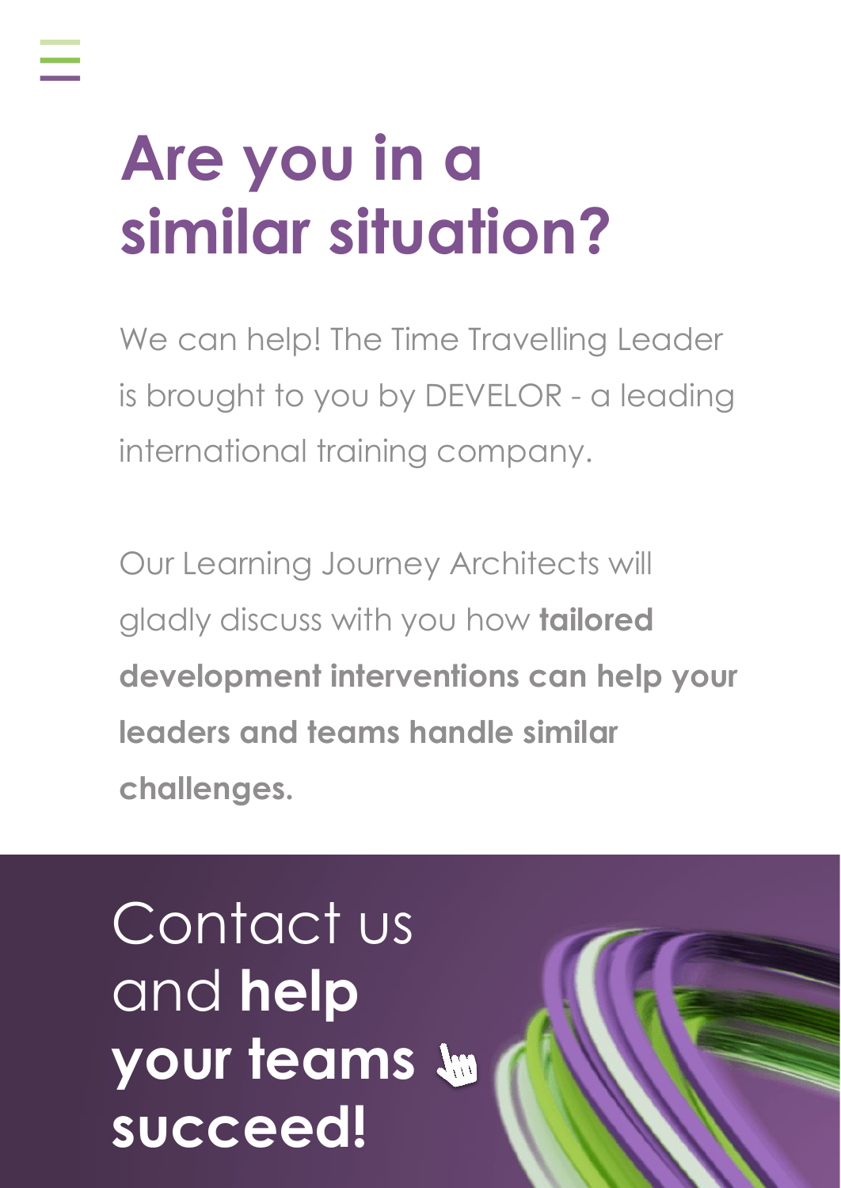# Are you in a similar situation?

We can help! The Time Travelling Leader is brought to you by DEVELOR - a leading international training company.

Our Learning Journey Architects will gladly discuss with you how **tailored development interventions can help your leaders and teams handle similar challenges.**

Contact us and **help your teams succeed!**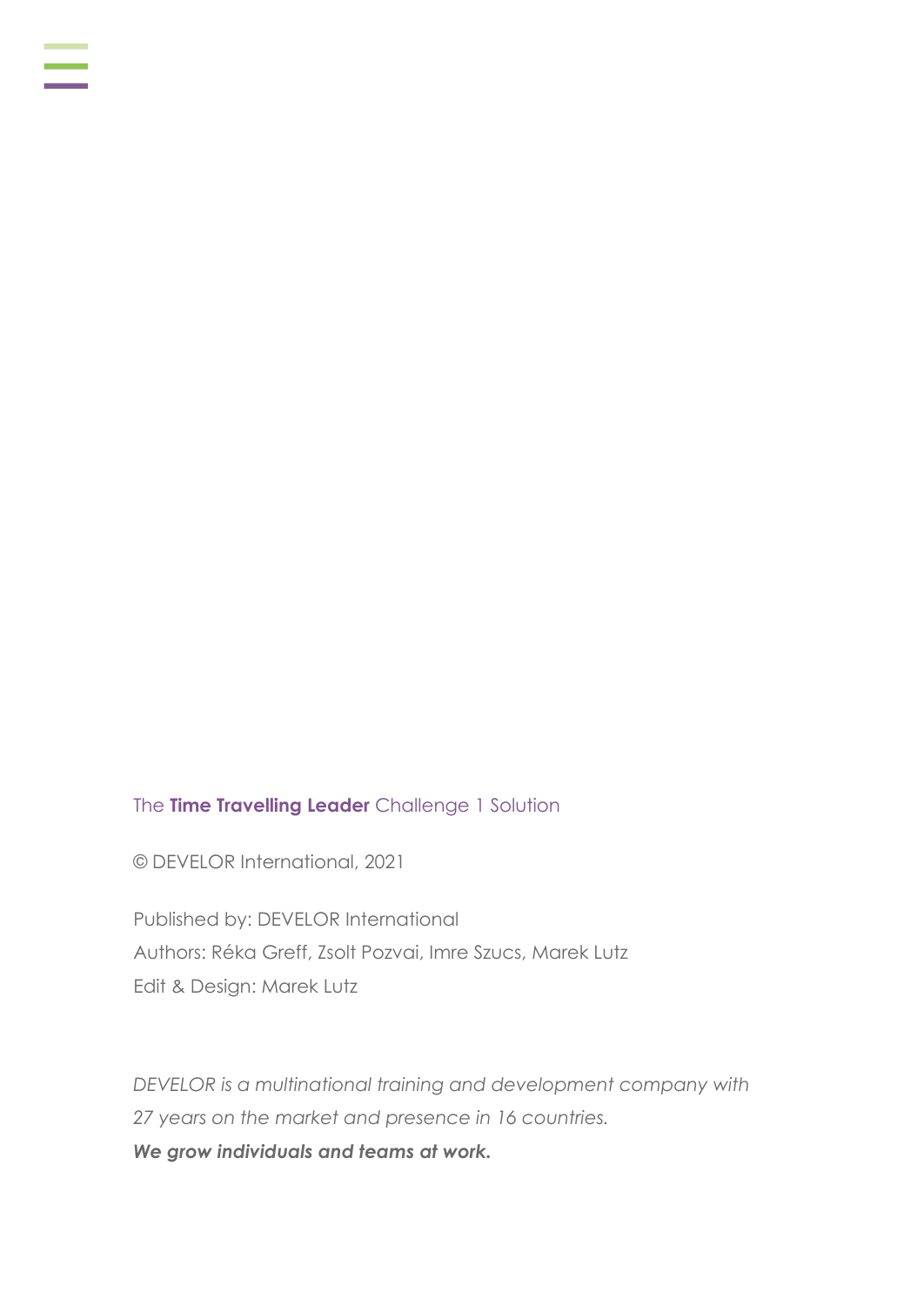The **Time Travelling Leader** Challenge 1 Solution

© DEVELOR International, 2021

Published by: DEVELOR International
Authors: Réka Greff, Zsolt Pozvai, Imre Szucs, Marek Lutz
Edit & Design: Marek Lutz

*DEVELOR is a multinational training and development company with 27 years on the market and presence in 16 countries.*
***We grow individuals and teams at work.***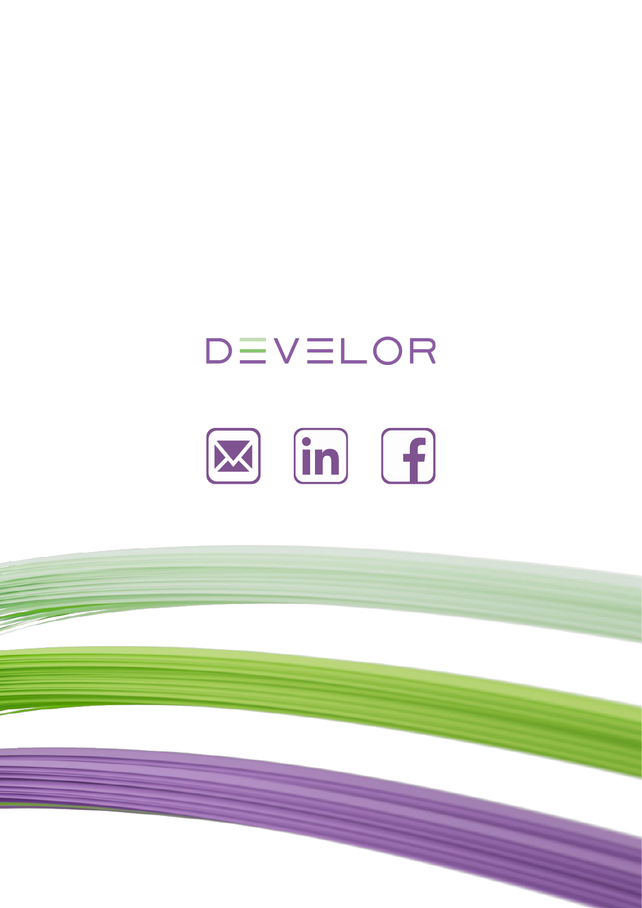DEVELOR